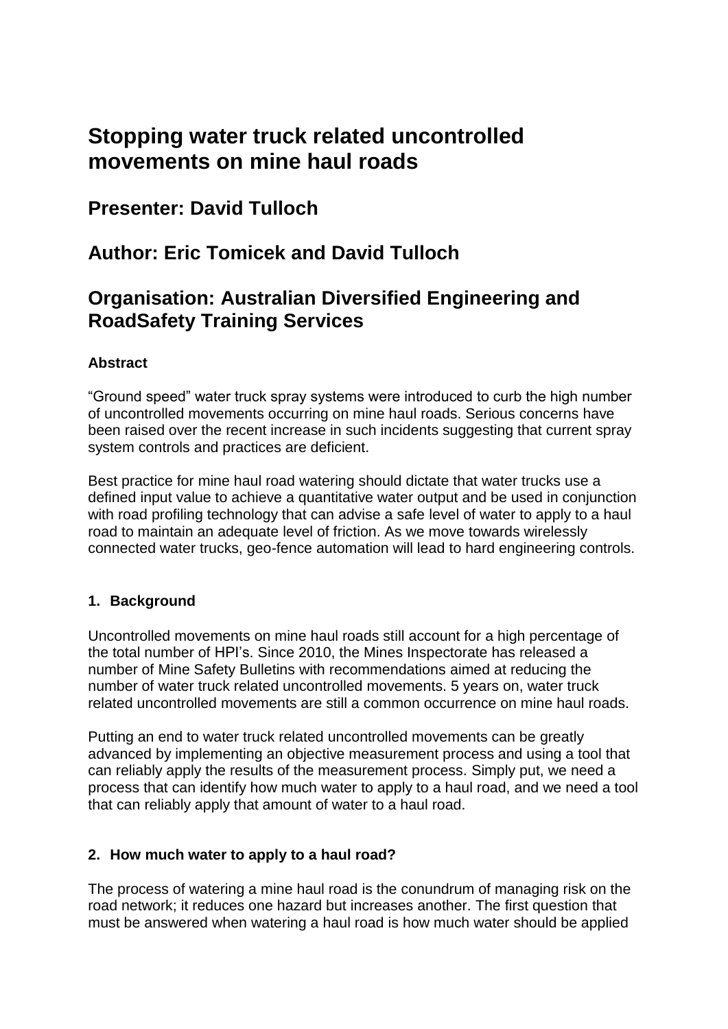# Stopping water truck related uncontrolled movements on mine haul roads

## Presenter: David Tulloch

## Author: Eric Tomicek and David Tulloch

## Organisation: Australian Diversified Engineering and RoadSafety Training Services

**Abstract**

“Ground speed” water truck spray systems were introduced to curb the high number of uncontrolled movements occurring on mine haul roads. Serious concerns have been raised over the recent increase in such incidents suggesting that current spray system controls and practices are deficient.

Best practice for mine haul road watering should dictate that water trucks use a defined input value to achieve a quantitative water output and be used in conjunction with road profiling technology that can advise a safe level of water to apply to a haul road to maintain an adequate level of friction. As we move towards wirelessly connected water trucks, geo-fence automation will lead to hard engineering controls.

**1. Background**

Uncontrolled movements on mine haul roads still account for a high percentage of the total number of HPI’s. Since 2010, the Mines Inspectorate has released a number of Mine Safety Bulletins with recommendations aimed at reducing the number of water truck related uncontrolled movements. 5 years on, water truck related uncontrolled movements are still a common occurrence on mine haul roads.

Putting an end to water truck related uncontrolled movements can be greatly advanced by implementing an objective measurement process and using a tool that can reliably apply the results of the measurement process. Simply put, we need a process that can identify how much water to apply to a haul road, and we need a tool that can reliably apply that amount of water to a haul road.

**2. How much water to apply to a haul road?**

The process of watering a mine haul road is the conundrum of managing risk on the road network; it reduces one hazard but increases another. The first question that must be answered when watering a haul road is how much water should be applied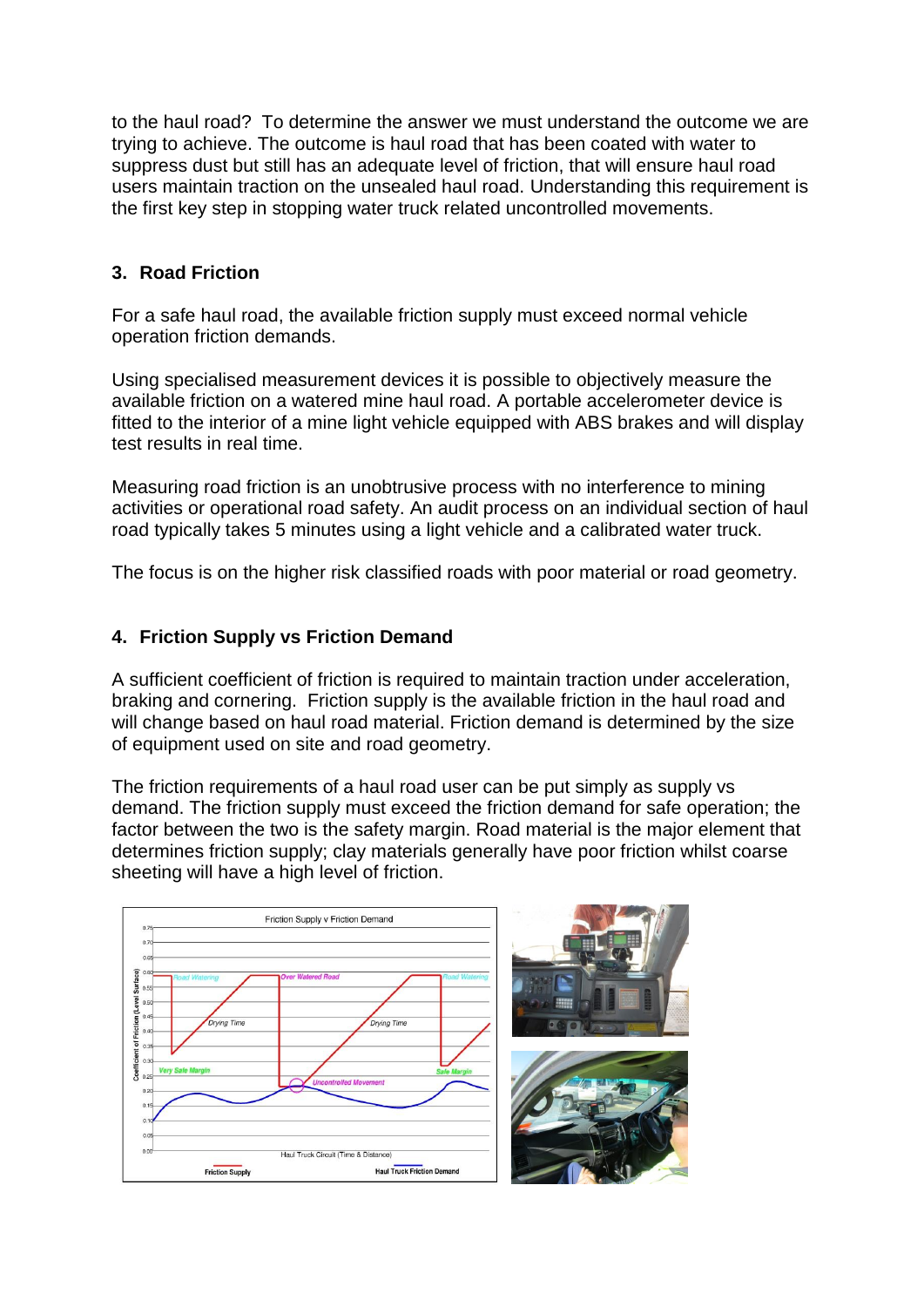to the haul road? To determine the answer we must understand the outcome we are trying to achieve. The outcome is haul road that has been coated with water to suppress dust but still has an adequate level of friction, that will ensure haul road users maintain traction on the unsealed haul road. Understanding this requirement is the first key step in stopping water truck related uncontrolled movements.

## 3. Road Friction

For a safe haul road, the available friction supply must exceed normal vehicle operation friction demands.

Using specialised measurement devices it is possible to objectively measure the available friction on a watered mine haul road. A portable accelerometer device is fitted to the interior of a mine light vehicle equipped with ABS brakes and will display test results in real time.

Measuring road friction is an unobtrusive process with no interference to mining activities or operational road safety. An audit process on an individual section of haul road typically takes 5 minutes using a light vehicle and a calibrated water truck.

The focus is on the higher risk classified roads with poor material or road geometry.

## 4. Friction Supply vs Friction Demand

A sufficient coefficient of friction is required to maintain traction under acceleration, braking and cornering. Friction supply is the available friction in the haul road and will change based on haul road material. Friction demand is determined by the size of equipment used on site and road geometry.

The friction requirements of a haul road user can be put simply as supply vs demand. The friction supply must exceed the friction demand for safe operation; the factor between the two is the safety margin. Road material is the major element that determines friction supply; clay materials generally have poor friction whilst coarse sheeting will have a high level of friction.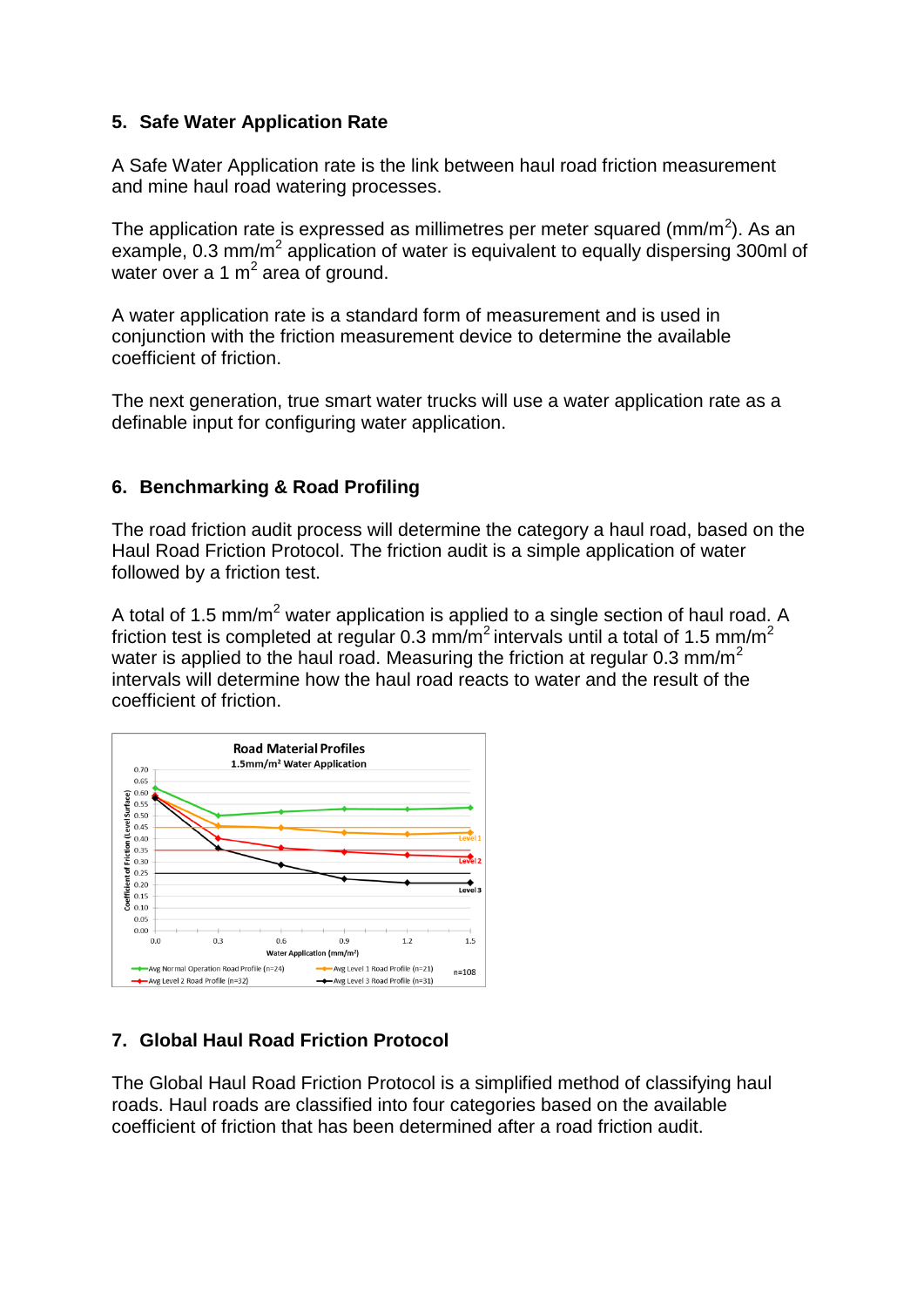## 5. Safe Water Application Rate

A Safe Water Application rate is the link between haul road friction measurement and mine haul road watering processes.

The application rate is expressed as millimetres per meter squared (mm/m$^2$). As an example, 0.3 mm/m$^2$ application of water is equivalent to equally dispersing 300ml of water over a 1 m$^2$ area of ground.

A water application rate is a standard form of measurement and is used in conjunction with the friction measurement device to determine the available coefficient of friction.

The next generation, true smart water trucks will use a water application rate as a definable input for configuring water application.

## 6. Benchmarking & Road Profiling

The road friction audit process will determine the category a haul road, based on the Haul Road Friction Protocol. The friction audit is a simple application of water followed by a friction test.

A total of 1.5 mm/m$^2$ water application is applied to a single section of haul road. A friction test is completed at regular 0.3 mm/m$^2$ intervals until a total of 1.5 mm/m$^2$ water is applied to the haul road. Measuring the friction at regular 0.3 mm/m$^2$ intervals will determine how the haul road reacts to water and the result of the coefficient of friction.

## 7. Global Haul Road Friction Protocol

The Global Haul Road Friction Protocol is a simplified method of classifying haul roads. Haul roads are classified into four categories based on the available coefficient of friction that has been determined after a road friction audit.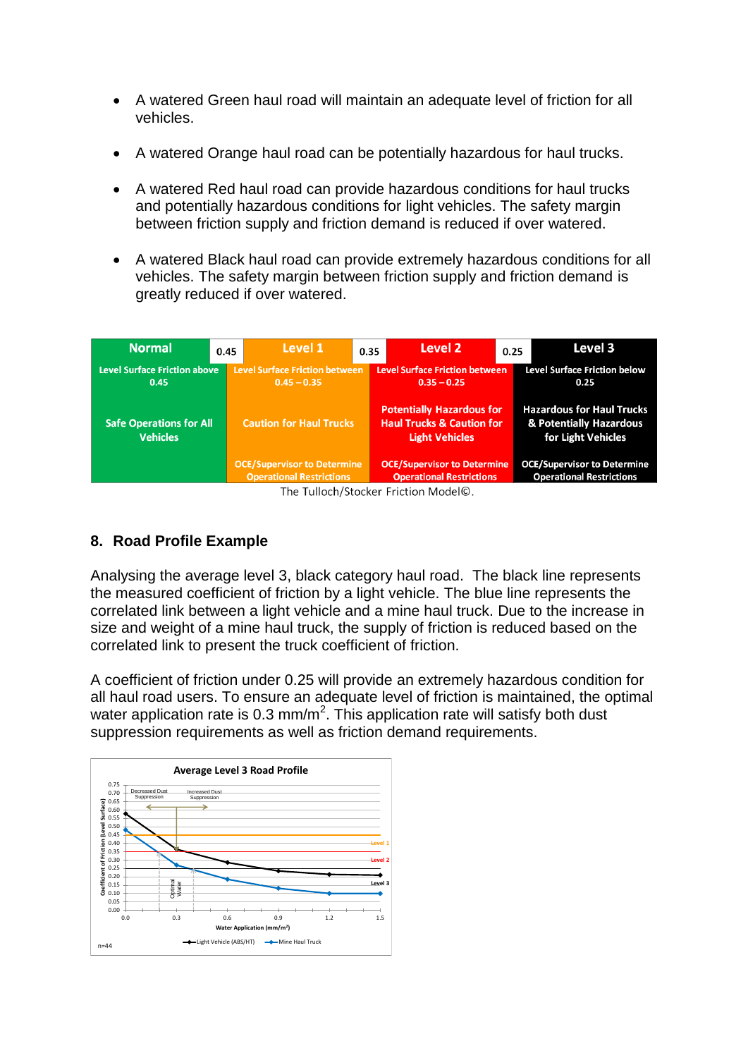- A watered Green haul road will maintain an adequate level of friction for all vehicles.
- A watered Orange haul road can be potentially hazardous for haul trucks.
- A watered Red haul road can provide hazardous conditions for haul trucks and potentially hazardous conditions for light vehicles. The safety margin between friction supply and friction demand is reduced if over watered.
- A watered Black haul road can provide extremely hazardous conditions for all vehicles. The safety margin between friction supply and friction demand is greatly reduced if over watered.

| Normal | 0.45 | Level 1 | 0.35 | Level 2 | 0.25 | Level 3 |
|---|---|---|---|---|---|---|
| Level Surface Friction above 0.45 | | Level Surface Friction between 0.45 – 0.35 | | Level Surface Friction between 0.35 – 0.25 | | Level Surface Friction below 0.25 |
| Safe Operations for All Vehicles | | Caution for Haul Trucks | | Potentially Hazardous for Haul Trucks & Caution for Light Vehicles | | Hazardous for Haul Trucks & Potentially Hazardous for Light Vehicles |
| | | OCE/Supervisor to Determine Operational Restrictions | | OCE/Supervisor to Determine Operational Restrictions | | OCE/Supervisor to Determine Operational Restrictions |

The Tulloch/Stocker Friction Model©.

## 8. Road Profile Example

Analysing the average level 3, black category haul road. The black line represents the measured coefficient of friction by a light vehicle. The blue line represents the correlated link between a light vehicle and a mine haul truck. Due to the increase in size and weight of a mine haul truck, the supply of friction is reduced based on the correlated link to present the truck coefficient of friction.

A coefficient of friction under 0.25 will provide an extremely hazardous condition for all haul road users. To ensure an adequate level of friction is maintained, the optimal water application rate is 0.3 mm/m$^2$. This application rate will satisfy both dust suppression requirements as well as friction demand requirements.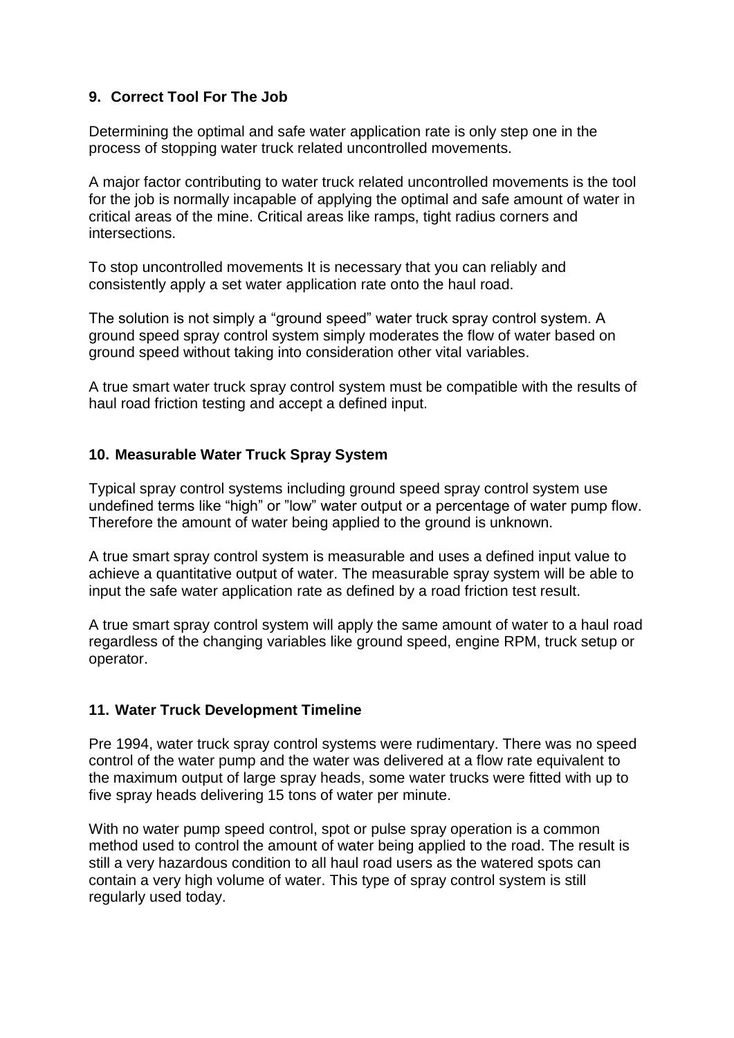## 9. Correct Tool For The Job

Determining the optimal and safe water application rate is only step one in the process of stopping water truck related uncontrolled movements.

A major factor contributing to water truck related uncontrolled movements is the tool for the job is normally incapable of applying the optimal and safe amount of water in critical areas of the mine. Critical areas like ramps, tight radius corners and intersections.

To stop uncontrolled movements It is necessary that you can reliably and consistently apply a set water application rate onto the haul road.

The solution is not simply a “ground speed” water truck spray control system. A ground speed spray control system simply moderates the flow of water based on ground speed without taking into consideration other vital variables.

A true smart water truck spray control system must be compatible with the results of haul road friction testing and accept a defined input.

## 10. Measurable Water Truck Spray System

Typical spray control systems including ground speed spray control system use undefined terms like “high” or ”low” water output or a percentage of water pump flow. Therefore the amount of water being applied to the ground is unknown.

A true smart spray control system is measurable and uses a defined input value to achieve a quantitative output of water. The measurable spray system will be able to input the safe water application rate as defined by a road friction test result.

A true smart spray control system will apply the same amount of water to a haul road regardless of the changing variables like ground speed, engine RPM, truck setup or operator.

## 11. Water Truck Development Timeline

Pre 1994, water truck spray control systems were rudimentary. There was no speed control of the water pump and the water was delivered at a flow rate equivalent to the maximum output of large spray heads, some water trucks were fitted with up to five spray heads delivering 15 tons of water per minute.

With no water pump speed control, spot or pulse spray operation is a common method used to control the amount of water being applied to the road. The result is still a very hazardous condition to all haul road users as the watered spots can contain a very high volume of water. This type of spray control system is still regularly used today.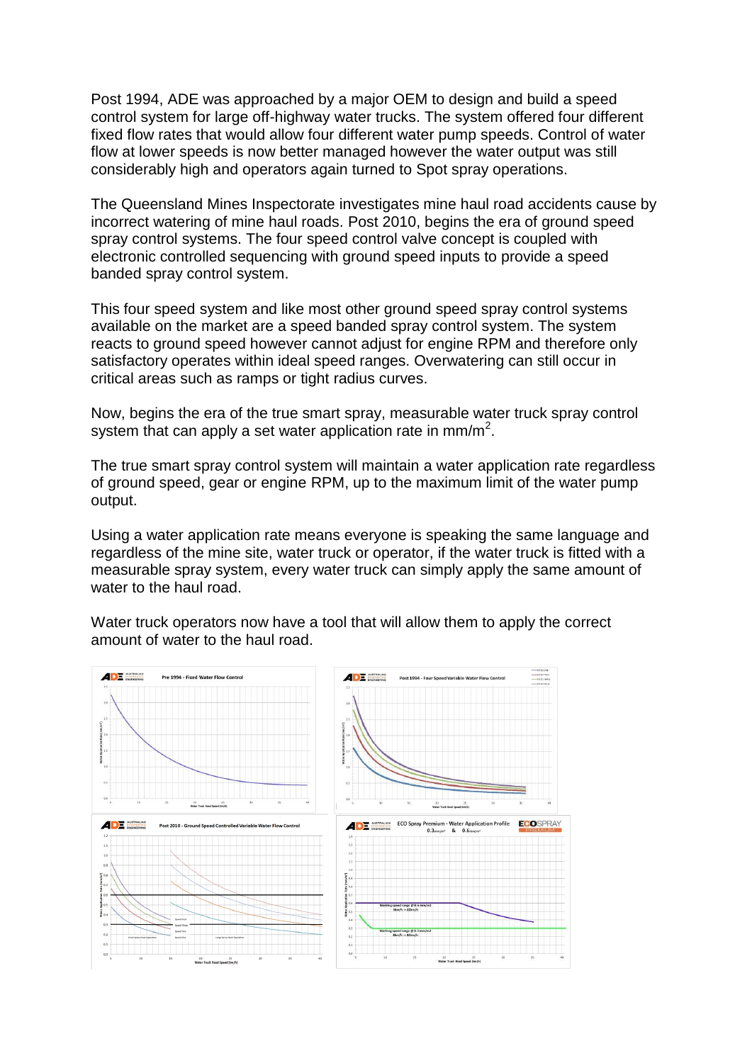Post 1994, ADE was approached by a major OEM to design and build a speed control system for large off-highway water trucks. The system offered four different fixed flow rates that would allow four different water pump speeds. Control of water flow at lower speeds is now better managed however the water output was still considerably high and operators again turned to Spot spray operations.

The Queensland Mines Inspectorate investigates mine haul road accidents cause by incorrect watering of mine haul roads. Post 2010, begins the era of ground speed spray control systems. The four speed control valve concept is coupled with electronic controlled sequencing with ground speed inputs to provide a speed banded spray control system.

This four speed system and like most other ground speed spray control systems available on the market are a speed banded spray control system. The system reacts to ground speed however cannot adjust for engine RPM and therefore only satisfactory operates within ideal speed ranges. Overwatering can still occur in critical areas such as ramps or tight radius curves.

Now, begins the era of the true smart spray, measurable water truck spray control system that can apply a set water application rate in mm/m$^2$.

The true smart spray control system will maintain a water application rate regardless of ground speed, gear or engine RPM, up to the maximum limit of the water pump output.

Using a water application rate means everyone is speaking the same language and regardless of the mine site, water truck or operator, if the water truck is fitted with a measurable spray system, every water truck can simply apply the same amount of water to the haul road.

Water truck operators now have a tool that will allow them to apply the correct amount of water to the haul road.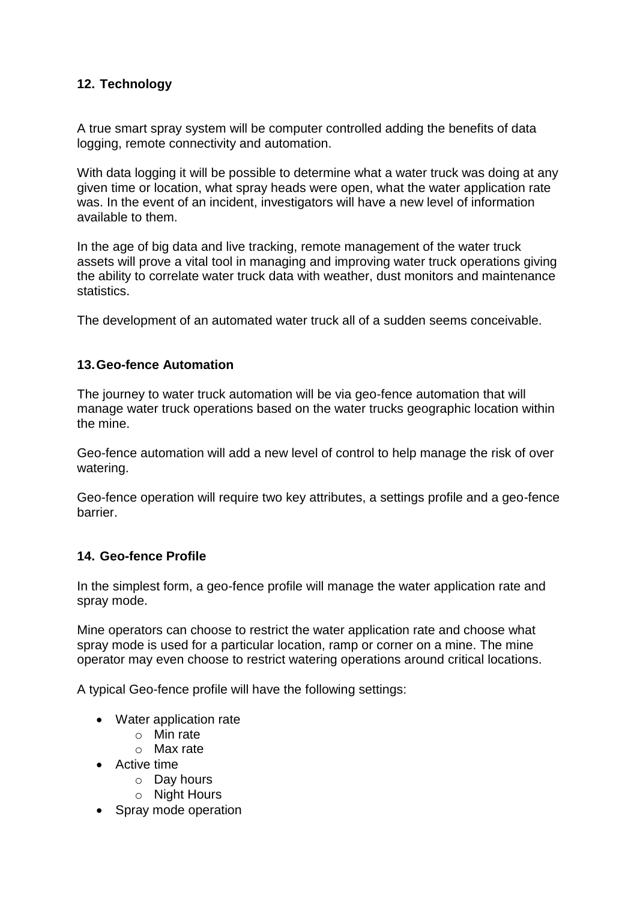## 12. Technology

A true smart spray system will be computer controlled adding the benefits of data logging, remote connectivity and automation.

With data logging it will be possible to determine what a water truck was doing at any given time or location, what spray heads were open, what the water application rate was. In the event of an incident, investigators will have a new level of information available to them.

In the age of big data and live tracking, remote management of the water truck assets will prove a vital tool in managing and improving water truck operations giving the ability to correlate water truck data with weather, dust monitors and maintenance statistics.

The development of an automated water truck all of a sudden seems conceivable.

## 13. Geo-fence Automation

The journey to water truck automation will be via geo-fence automation that will manage water truck operations based on the water trucks geographic location within the mine.

Geo-fence automation will add a new level of control to help manage the risk of over watering.

Geo-fence operation will require two key attributes, a settings profile and a geo-fence barrier.

## 14. Geo-fence Profile

In the simplest form, a geo-fence profile will manage the water application rate and spray mode.

Mine operators can choose to restrict the water application rate and choose what spray mode is used for a particular location, ramp or corner on a mine. The mine operator may even choose to restrict watering operations around critical locations.

A typical Geo-fence profile will have the following settings:

- Water application rate
  - Min rate
  - Max rate
- Active time
  - Day hours
  - Night Hours
- Spray mode operation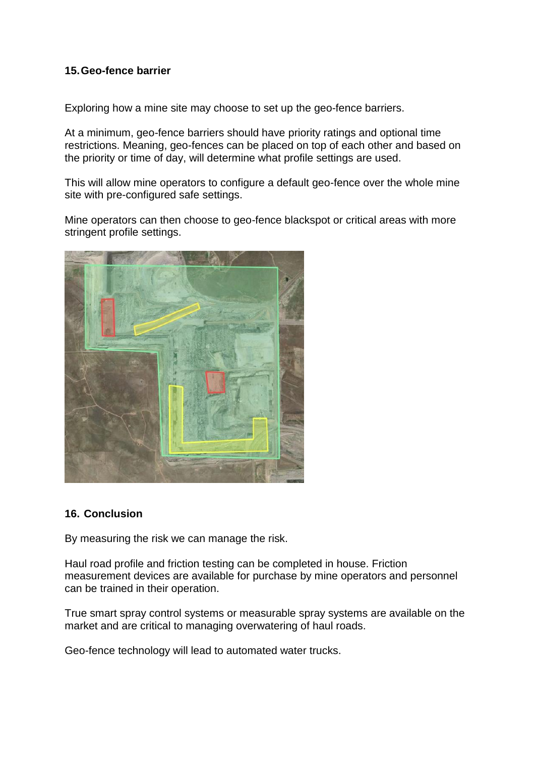## 15. Geo-fence barrier

Exploring how a mine site may choose to set up the geo-fence barriers.

At a minimum, geo-fence barriers should have priority ratings and optional time restrictions. Meaning, geo-fences can be placed on top of each other and based on the priority or time of day, will determine what profile settings are used.

This will allow mine operators to configure a default geo-fence over the whole mine site with pre-configured safe settings.

Mine operators can then choose to geo-fence blackspot or critical areas with more stringent profile settings.

## 16. Conclusion

By measuring the risk we can manage the risk.

Haul road profile and friction testing can be completed in house. Friction measurement devices are available for purchase by mine operators and personnel can be trained in their operation.

True smart spray control systems or measurable spray systems are available on the market and are critical to managing overwatering of haul roads.

Geo-fence technology will lead to automated water trucks.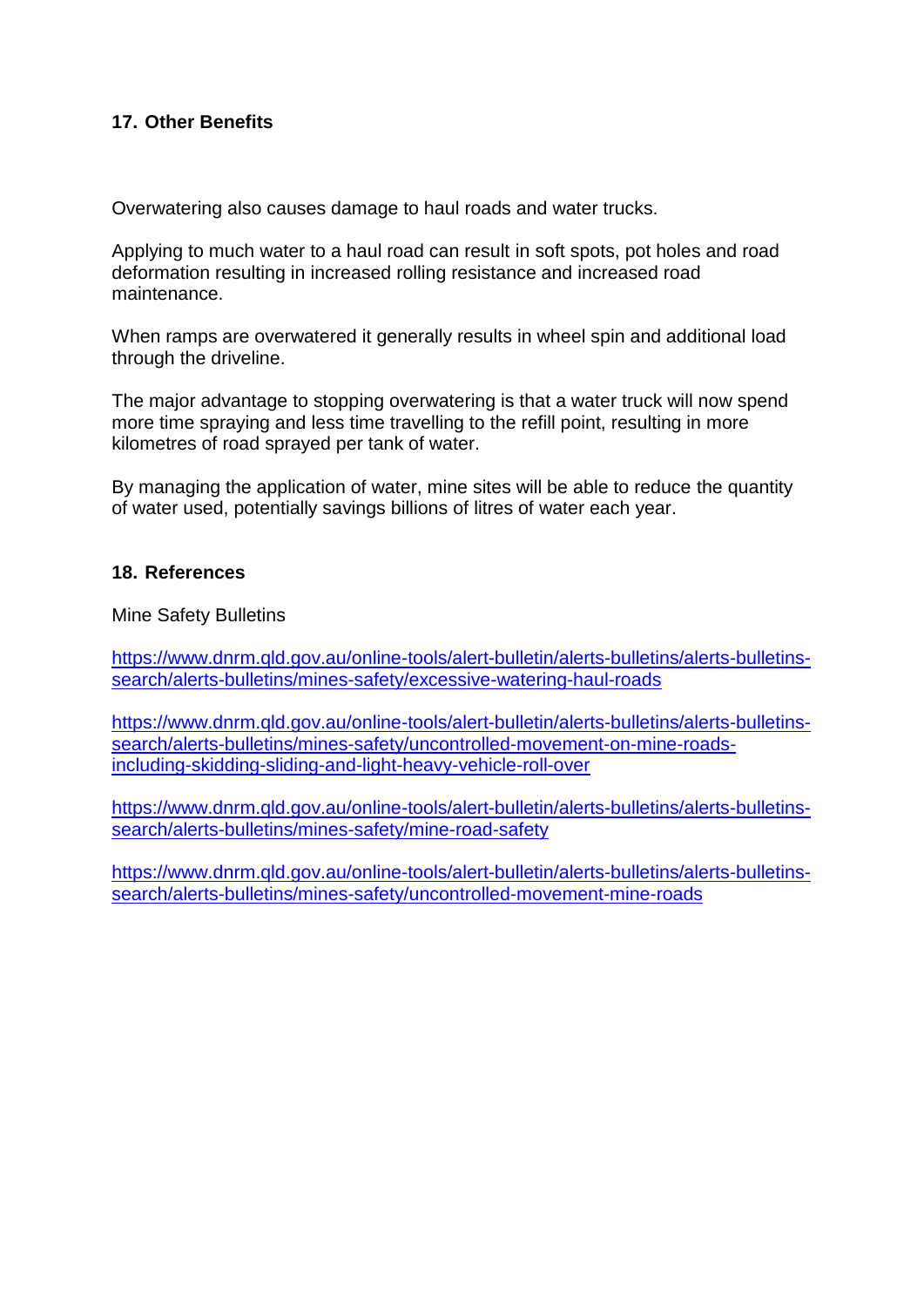## 17. Other Benefits

Overwatering also causes damage to haul roads and water trucks.

Applying to much water to a haul road can result in soft spots, pot holes and road deformation resulting in increased rolling resistance and increased road maintenance.

When ramps are overwatered it generally results in wheel spin and additional load through the driveline.

The major advantage to stopping overwatering is that a water truck will now spend more time spraying and less time travelling to the refill point, resulting in more kilometres of road sprayed per tank of water.

By managing the application of water, mine sites will be able to reduce the quantity of water used, potentially savings billions of litres of water each year.

## 18. References

Mine Safety Bulletins

https://www.dnrm.qld.gov.au/online-tools/alert-bulletin/alerts-bulletins/alerts-bulletins-search/alerts-bulletins/mines-safety/excessive-watering-haul-roads

https://www.dnrm.qld.gov.au/online-tools/alert-bulletin/alerts-bulletins/alerts-bulletins-search/alerts-bulletins/mines-safety/uncontrolled-movement-on-mine-roads-including-skidding-sliding-and-light-heavy-vehicle-roll-over

https://www.dnrm.qld.gov.au/online-tools/alert-bulletin/alerts-bulletins/alerts-bulletins-search/alerts-bulletins/mines-safety/mine-road-safety

https://www.dnrm.qld.gov.au/online-tools/alert-bulletin/alerts-bulletins/alerts-bulletins-search/alerts-bulletins/mines-safety/uncontrolled-movement-mine-roads